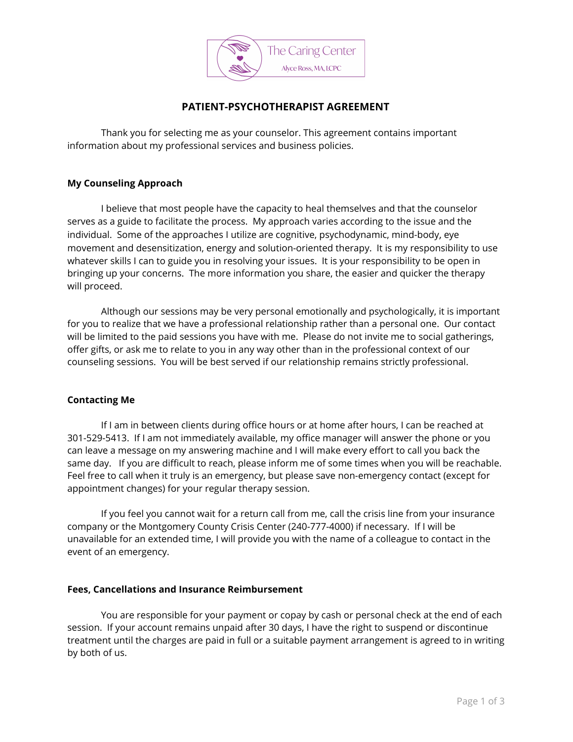The Caring Center

Alyce Ross, MA, LCPC

# PATIENT-PSYCHOTHERAPIST AGREEMENT

Thank you for selecting me as your counselor. This agreement contains important information about my professional services and business policies.

## My Counseling Approach

I believe that most people have the capacity to heal themselves and that the counselor serves as a guide to facilitate the process. My approach varies according to the issue and the individual. Some of the approaches I utilize are cognitive, psychodynamic, mind-body, eye movement and desensitization, energy and solution-oriented therapy. It is my responsibility to use whatever skills I can to guide you in resolving your issues. It is your responsibility to be open in bringing up your concerns. The more information you share, the easier and quicker the therapy will proceed.

Although our sessions may be very personal emotionally and psychologically, it is important for you to realize that we have a professional relationship rather than a personal one. Our contact will be limited to the paid sessions you have with me. Please do not invite me to social gatherings, offer gifts, or ask me to relate to you in any way other than in the professional context of our counseling sessions. You will be best served if our relationship remains strictly professional.

## Contacting Me

If I am in between clients during office hours or at home after hours, I can be reached at 301-529-5413. If I am not immediately available, my office manager will answer the phone or you can leave a message on my answering machine and I will make every effort to call you back the same day. If you are difficult to reach, please inform me of some times when you will be reachable. Feel free to call when it truly is an emergency, but please save non-emergency contact (except for appointment changes) for your regular therapy session.

If you feel you cannot wait for a return call from me, call the crisis line from your insurance company or the Montgomery County Crisis Center (240-777-4000) if necessary. If I will be unavailable for an extended time, I will provide you with the name of a colleague to contact in the event of an emergency.

## Fees, Cancellations and Insurance Reimbursement

You are responsible for your payment or copay by cash or personal check at the end of each session. If your account remains unpaid after 30 days, I have the right to suspend or discontinue treatment until the charges are paid in full or a suitable payment arrangement is agreed to in writing by both of us.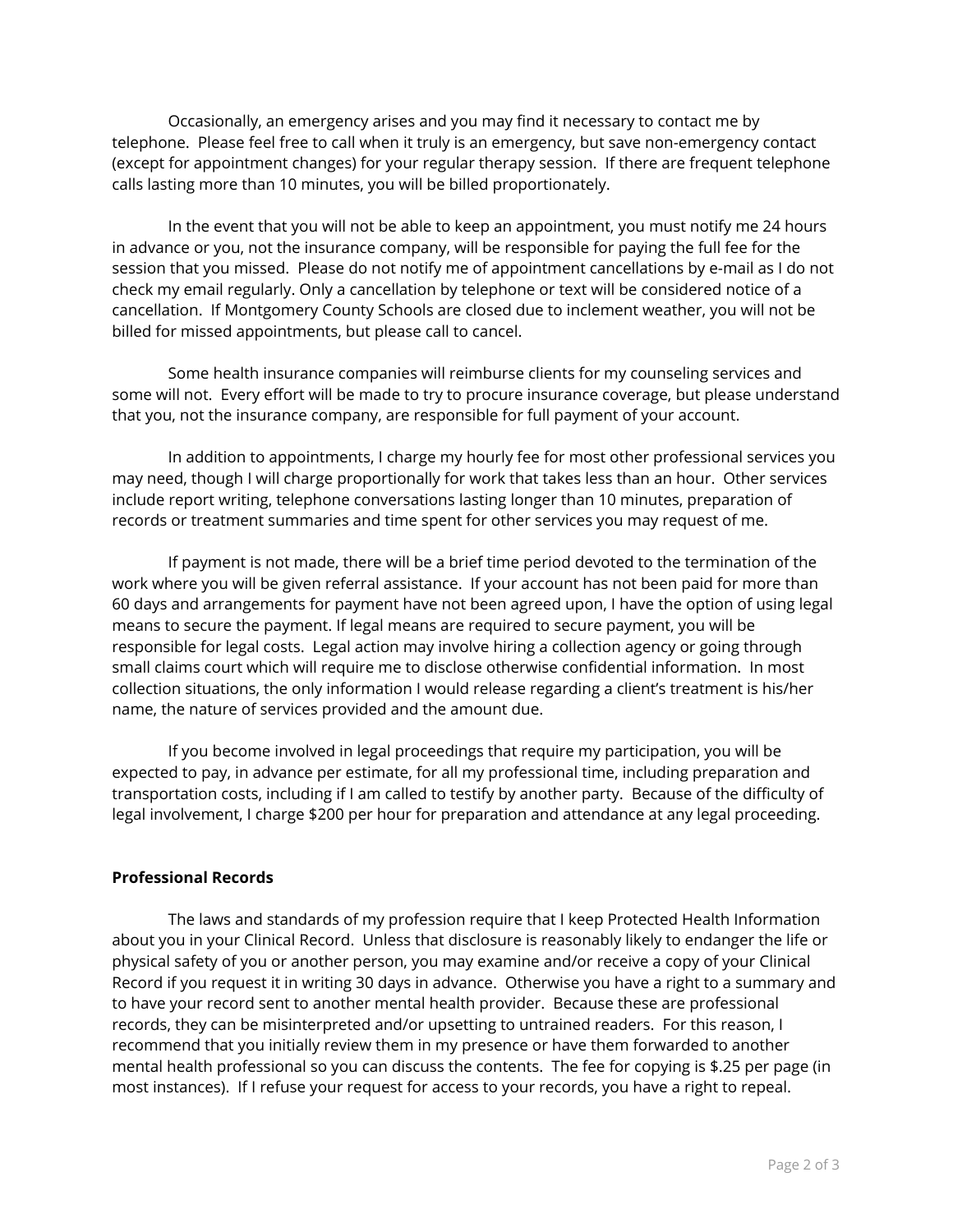Occasionally, an emergency arises and you may find it necessary to contact me by telephone. Please feel free to call when it truly is an emergency, but save non-emergency contact (except for appointment changes) for your regular therapy session. If there are frequent telephone calls lasting more than 10 minutes, you will be billed proportionately.

In the event that you will not be able to keep an appointment, you must notify me 24 hours in advance or you, not the insurance company, will be responsible for paying the full fee for the session that you missed. Please do not notify me of appointment cancellations by e-mail as I do not check my email regularly. Only a cancellation by telephone or text will be considered notice of a cancellation. If Montgomery County Schools are closed due to inclement weather, you will not be billed for missed appointments, but please call to cancel.

Some health insurance companies will reimburse clients for my counseling services and some will not. Every effort will be made to try to procure insurance coverage, but please understand that you, not the insurance company, are responsible for full payment of your account.

In addition to appointments, I charge my hourly fee for most other professional services you may need, though I will charge proportionally for work that takes less than an hour. Other services include report writing, telephone conversations lasting longer than 10 minutes, preparation of records or treatment summaries and time spent for other services you may request of me.

If payment is not made, there will be a brief time period devoted to the termination of the work where you will be given referral assistance. If your account has not been paid for more than 60 days and arrangements for payment have not been agreed upon, I have the option of using legal means to secure the payment. If legal means are required to secure payment, you will be responsible for legal costs. Legal action may involve hiring a collection agency or going through small claims court which will require me to disclose otherwise confidential information. In most collection situations, the only information I would release regarding a client's treatment is his/her name, the nature of services provided and the amount due.

If you become involved in legal proceedings that require my participation, you will be expected to pay, in advance per estimate, for all my professional time, including preparation and transportation costs, including if I am called to testify by another party. Because of the difficulty of legal involvement, I charge $200 per hour for preparation and attendance at any legal proceeding.

**Professional Records**

The laws and standards of my profession require that I keep Protected Health Information about you in your Clinical Record. Unless that disclosure is reasonably likely to endanger the life or physical safety of you or another person, you may examine and/or receive a copy of your Clinical Record if you request it in writing 30 days in advance. Otherwise you have a right to a summary and to have your record sent to another mental health provider. Because these are professional records, they can be misinterpreted and/or upsetting to untrained readers. For this reason, I recommend that you initially review them in my presence or have them forwarded to another mental health professional so you can discuss the contents. The fee for copying is $.25 per page (in most instances). If I refuse your request for access to your records, you have a right to repeal.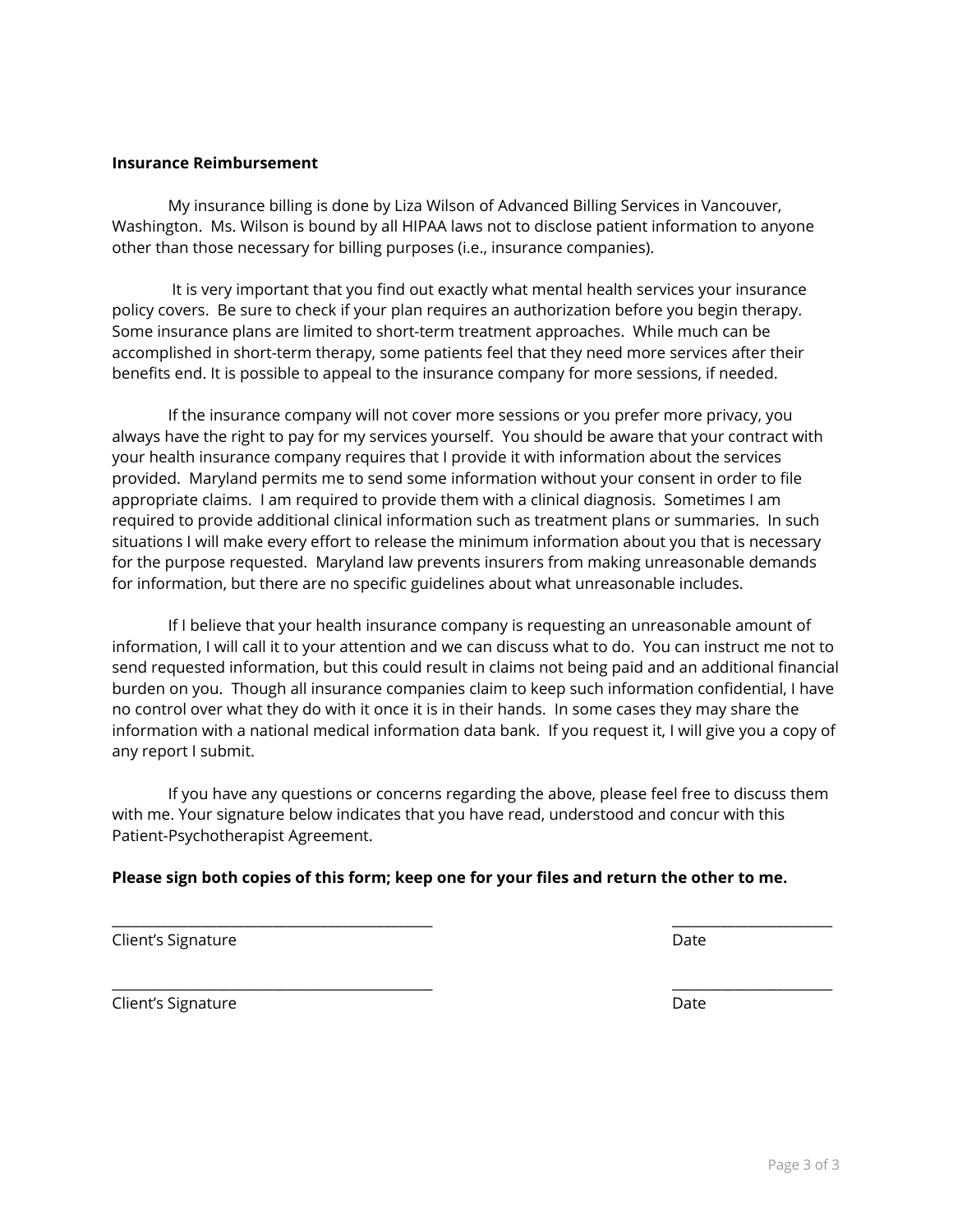**Insurance Reimbursement**

My insurance billing is done by Liza Wilson of Advanced Billing Services in Vancouver, Washington. Ms. Wilson is bound by all HIPAA laws not to disclose patient information to anyone other than those necessary for billing purposes (i.e., insurance companies).

It is very important that you find out exactly what mental health services your insurance policy covers. Be sure to check if your plan requires an authorization before you begin therapy. Some insurance plans are limited to short-term treatment approaches. While much can be accomplished in short-term therapy, some patients feel that they need more services after their benefits end. It is possible to appeal to the insurance company for more sessions, if needed.

If the insurance company will not cover more sessions or you prefer more privacy, you always have the right to pay for my services yourself. You should be aware that your contract with your health insurance company requires that I provide it with information about the services provided. Maryland permits me to send some information without your consent in order to file appropriate claims. I am required to provide them with a clinical diagnosis. Sometimes I am required to provide additional clinical information such as treatment plans or summaries. In such situations I will make every effort to release the minimum information about you that is necessary for the purpose requested. Maryland law prevents insurers from making unreasonable demands for information, but there are no specific guidelines about what unreasonable includes.

If I believe that your health insurance company is requesting an unreasonable amount of information, I will call it to your attention and we can discuss what to do. You can instruct me not to send requested information, but this could result in claims not being paid and an additional financial burden on you. Though all insurance companies claim to keep such information confidential, I have no control over what they do with it once it is in their hands. In some cases they may share the information with a national medical information data bank. If you request it, I will give you a copy of any report I submit.

If you have any questions or concerns regarding the above, please feel free to discuss them with me. Your signature below indicates that you have read, understood and concur with this Patient-Psychotherapist Agreement.

**Please sign both copies of this form; keep one for your files and return the other to me.**

_____________________________________________ _______________________

Client's Signature Date

_____________________________________________ _______________________

Client's Signature Date